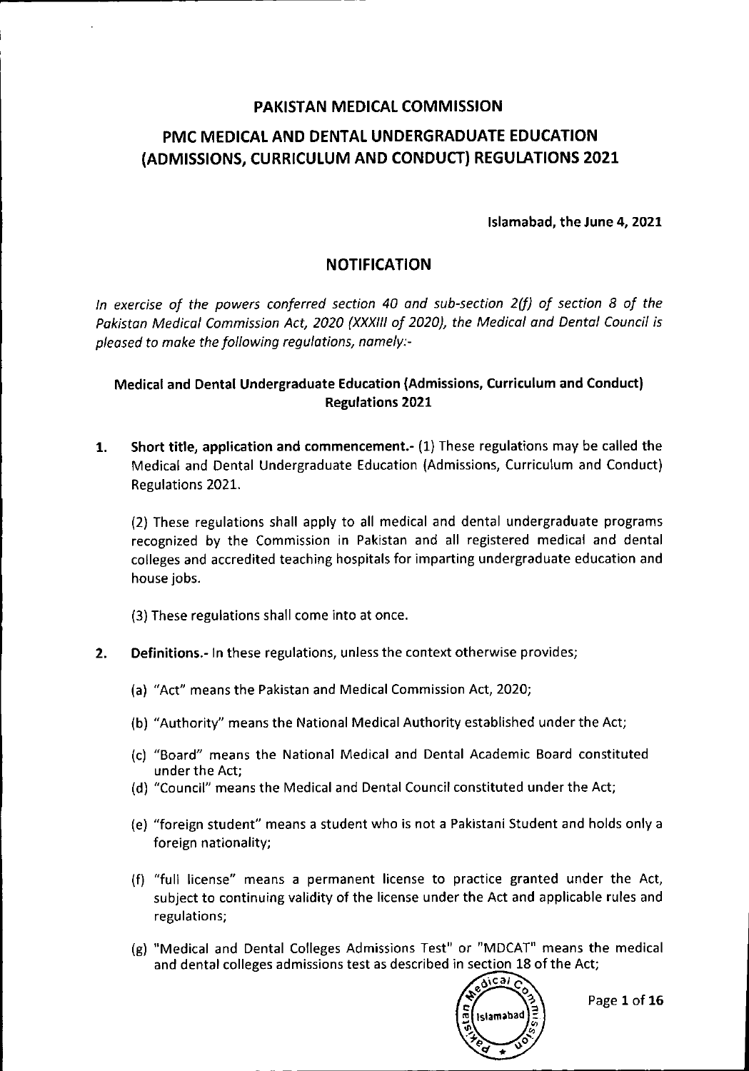# PAKISTAN MEDICAL COMMISSION

## PMC MEDICAL AND DENTAL UNDERGRADUATE EDUCATION (ADMISSIONS, CURRICULUM AND CONDUCT) REGULATIONS 2021

**Islamabad, the June 4, 2021**

## NOTIFICATION

*In exercise of the powers conferred section 40 and sub-section 2(f) of section 8 of the Pakistan Medical Commission Act, 2020 (XXXIII of 2020), the Medical and Dental Council is pleased to make the following regulations, namely:-*

### Medical and Dental Undergraduate Education (Admissions, Curriculum and Conduct) Regulations 2021

1. **Short title, application and commencement.-** (1) These regulations may be called the Medical and Dental Undergraduate Education (Admissions, Curriculum and Conduct) Regulations 2021.

   (2) These regulations shall apply to all medical and dental undergraduate programs recognized by the Commission in Pakistan and all registered medical and dental colleges and accredited teaching hospitals for imparting undergraduate education and house jobs.

   (3) These regulations shall come into at once.

2. **Definitions.-** In these regulations, unless the context otherwise provides;

   (a) "Act" means the Pakistan and Medical Commission Act, 2020;

   (b) "Authority" means the National Medical Authority established under the Act;

   (c) "Board" means the National Medical and Dental Academic Board constituted under the Act;

   (d) "Council" means the Medical and Dental Council constituted under the Act;

   (e) "foreign student" means a student who is not a Pakistani Student and holds only a foreign nationality;

   (f) "full license" means a permanent license to practice granted under the Act, subject to continuing validity of the license under the Act and applicable rules and regulations;

   (g) "Medical and Dental Colleges Admissions Test" or "MDCAT" means the medical and dental colleges admissions test as described in section 18 of the Act;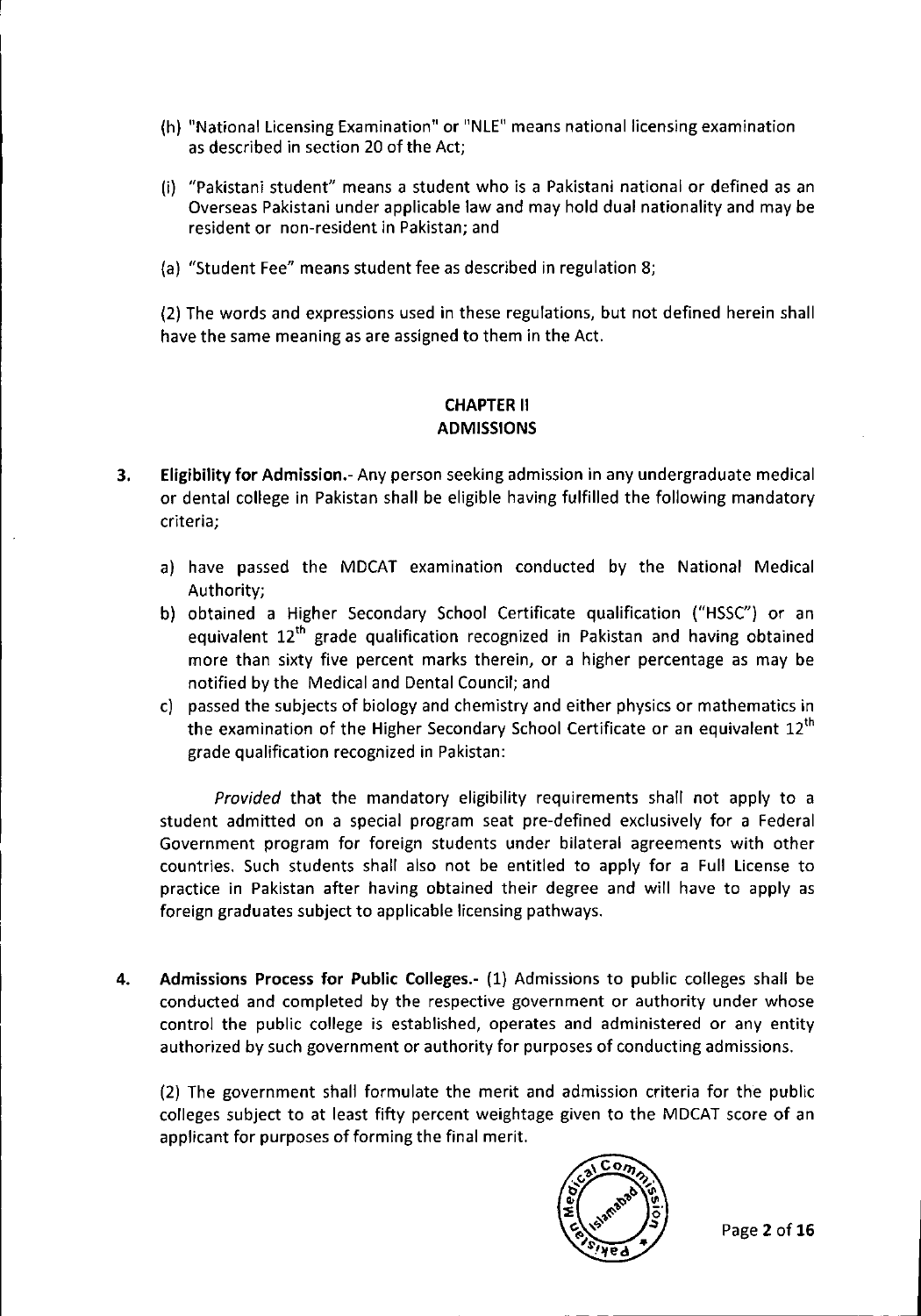(h) "National Licensing Examination" or "NLE" means national licensing examination as described in section 20 of the Act;

(i) "Pakistani student" means a student who is a Pakistani national or defined as an Overseas Pakistani under applicable law and may hold dual nationality and may be resident or non-resident in Pakistan; and

(a) "Student Fee" means student fee as described in regulation 8;

(2) The words and expressions used in these regulations, but not defined herein shall have the same meaning as are assigned to them in the Act.

## CHAPTER II
## ADMISSIONS

**3. Eligibility for Admission.-** Any person seeking admission in any undergraduate medical or dental college in Pakistan shall be eligible having fulfilled the following mandatory criteria;

a) have passed the MDCAT examination conducted by the National Medical Authority;

b) obtained a Higher Secondary School Certificate qualification ("HSSC") or an equivalent 12th grade qualification recognized in Pakistan and having obtained more than sixty five percent marks therein, or a higher percentage as may be notified by the Medical and Dental Council; and

c) passed the subjects of biology and chemistry and either physics or mathematics in the examination of the Higher Secondary School Certificate or an equivalent 12th grade qualification recognized in Pakistan:

*Provided* that the mandatory eligibility requirements shall not apply to a student admitted on a special program seat pre-defined exclusively for a Federal Government program for foreign students under bilateral agreements with other countries. Such students shall also not be entitled to apply for a Full License to practice in Pakistan after having obtained their degree and will have to apply as foreign graduates subject to applicable licensing pathways.

**4. Admissions Process for Public Colleges.-** (1) Admissions to public colleges shall be conducted and completed by the respective government or authority under whose control the public college is established, operates and administered or any entity authorized by such government or authority for purposes of conducting admissions.

(2) The government shall formulate the merit and admission criteria for the public colleges subject to at least fifty percent weightage given to the MDCAT score of an applicant for purposes of forming the final merit.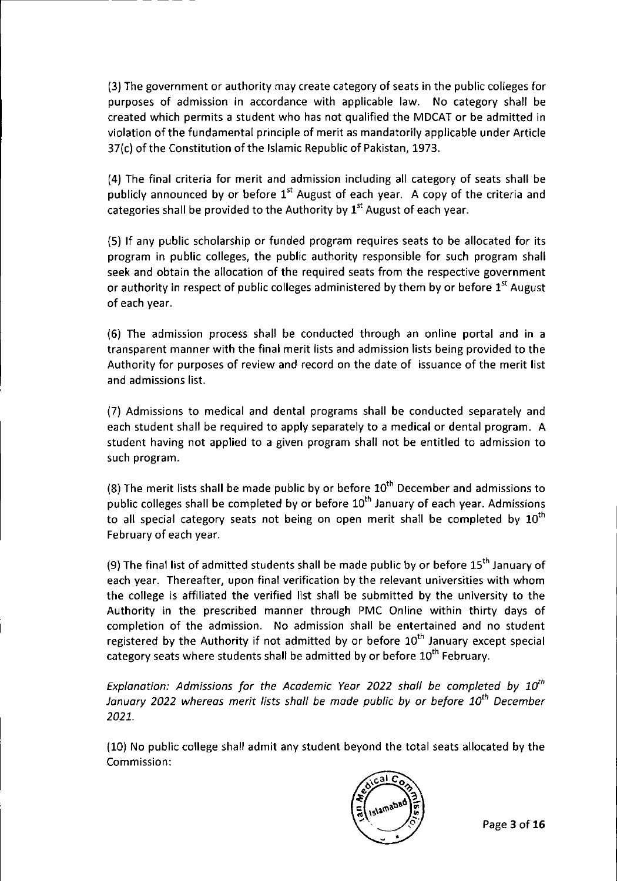(3) The government or authority may create category of seats in the public colleges for purposes of admission in accordance with applicable law. No category shall be created which permits a student who has not qualified the MDCAT or be admitted in violation of the fundamental principle of merit as mandatorily applicable under Article 37(c) of the Constitution of the Islamic Republic of Pakistan, 1973.

(4) The final criteria for merit and admission including all category of seats shall be publicly announced by or before 1st August of each year. A copy of the criteria and categories shall be provided to the Authority by 1st August of each year.

(5) If any public scholarship or funded program requires seats to be allocated for its program in public colleges, the public authority responsible for such program shall seek and obtain the allocation of the required seats from the respective government or authority in respect of public colleges administered by them by or before 1st August of each year.

(6) The admission process shall be conducted through an online portal and in a transparent manner with the final merit lists and admission lists being provided to the Authority for purposes of review and record on the date of issuance of the merit list and admissions list.

(7) Admissions to medical and dental programs shall be conducted separately and each student shall be required to apply separately to a medical or dental program. A student having not applied to a given program shall not be entitled to admission to such program.

(8) The merit lists shall be made public by or before 10th December and admissions to public colleges shall be completed by or before 10th January of each year. Admissions to all special category seats not being on open merit shall be completed by 10th February of each year.

(9) The final list of admitted students shall be made public by or before 15th January of each year. Thereafter, upon final verification by the relevant universities with whom the college is affiliated the verified list shall be submitted by the university to the Authority in the prescribed manner through PMC Online within thirty days of completion of the admission. No admission shall be entertained and no student registered by the Authority if not admitted by or before 10th January except special category seats where students shall be admitted by or before 10th February.

*Explanation: Admissions for the Academic Year 2022 shall be completed by 10th January 2022 whereas merit lists shall be made public by or before 10th December 2021.*

(10) No public college shall admit any student beyond the total seats allocated by the Commission: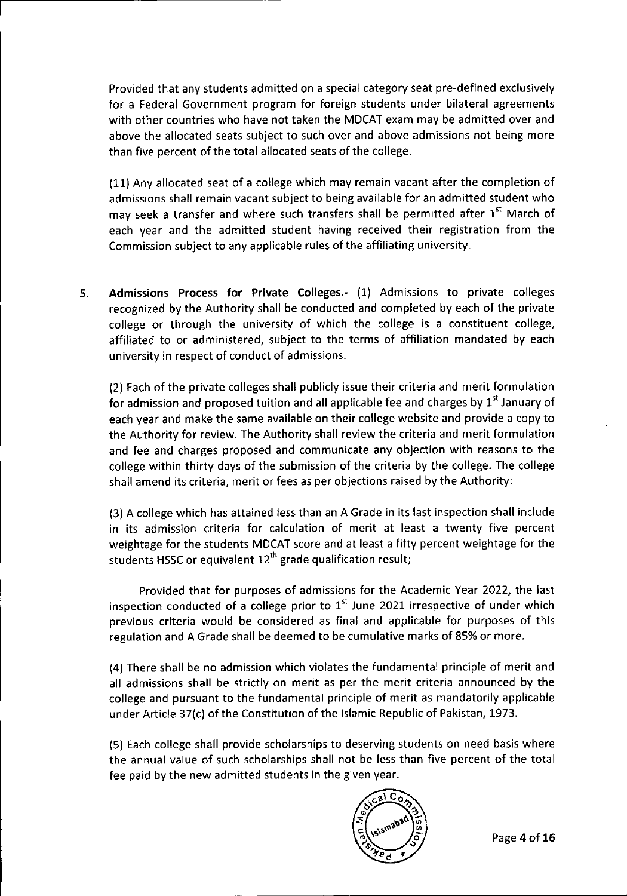Provided that any students admitted on a special category seat pre-defined exclusively for a Federal Government program for foreign students under bilateral agreements with other countries who have not taken the MDCAT exam may be admitted over and above the allocated seats subject to such over and above admissions not being more than five percent of the total allocated seats of the college.

(11) Any allocated seat of a college which may remain vacant after the completion of admissions shall remain vacant subject to being available for an admitted student who may seek a transfer and where such transfers shall be permitted after 1st March of each year and the admitted student having received their registration from the Commission subject to any applicable rules of the affiliating university.

5. **Admissions Process for Private Colleges.-** (1) Admissions to private colleges recognized by the Authority shall be conducted and completed by each of the private college or through the university of which the college is a constituent college, affiliated to or administered, subject to the terms of affiliation mandated by each university in respect of conduct of admissions.

(2) Each of the private colleges shall publicly issue their criteria and merit formulation for admission and proposed tuition and all applicable fee and charges by 1st January of each year and make the same available on their college website and provide a copy to the Authority for review. The Authority shall review the criteria and merit formulation and fee and charges proposed and communicate any objection with reasons to the college within thirty days of the submission of the criteria by the college. The college shall amend its criteria, merit or fees as per objections raised by the Authority:

(3) A college which has attained less than an A Grade in its last inspection shall include in its admission criteria for calculation of merit at least a twenty five percent weightage for the students MDCAT score and at least a fifty percent weightage for the students HSSC or equivalent 12th grade qualification result;

Provided that for purposes of admissions for the Academic Year 2022, the last inspection conducted of a college prior to 1st June 2021 irrespective of under which previous criteria would be considered as final and applicable for purposes of this regulation and A Grade shall be deemed to be cumulative marks of 85% or more.

(4) There shall be no admission which violates the fundamental principle of merit and all admissions shall be strictly on merit as per the merit criteria announced by the college and pursuant to the fundamental principle of merit as mandatorily applicable under Article 37(c) of the Constitution of the Islamic Republic of Pakistan, 1973.

(5) Each college shall provide scholarships to deserving students on need basis where the annual value of such scholarships shall not be less than five percent of the total fee paid by the new admitted students in the given year.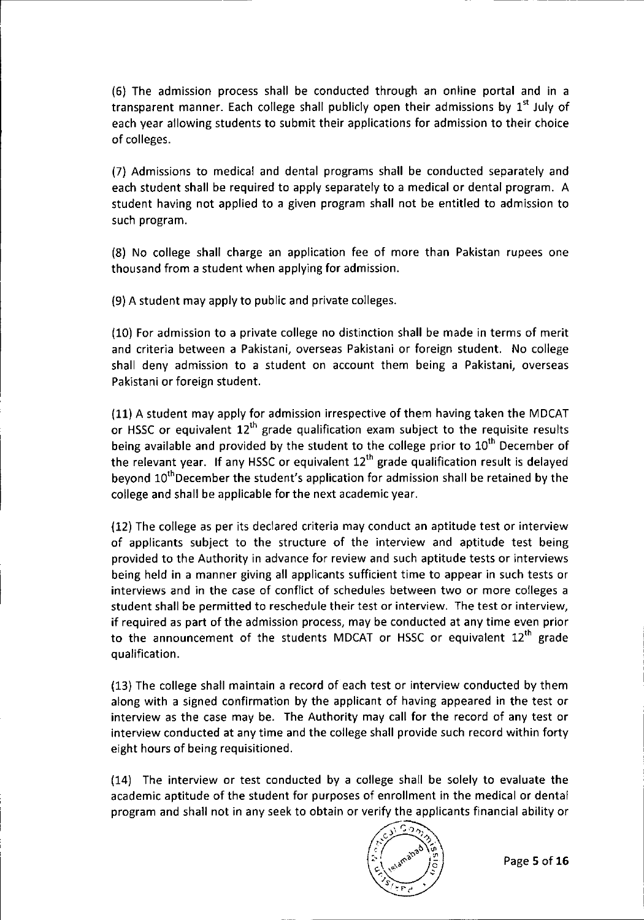(6) The admission process shall be conducted through an online portal and in a transparent manner. Each college shall publicly open their admissions by 1st July of each year allowing students to submit their applications for admission to their choice of colleges.

(7) Admissions to medical and dental programs shall be conducted separately and each student shall be required to apply separately to a medical or dental program. A student having not applied to a given program shall not be entitled to admission to such program.

(8) No college shall charge an application fee of more than Pakistan rupees one thousand from a student when applying for admission.

(9) A student may apply to public and private colleges.

(10) For admission to a private college no distinction shall be made in terms of merit and criteria between a Pakistani, overseas Pakistani or foreign student. No college shall deny admission to a student on account them being a Pakistani, overseas Pakistani or foreign student.

(11) A student may apply for admission irrespective of them having taken the MDCAT or HSSC or equivalent 12th grade qualification exam subject to the requisite results being available and provided by the student to the college prior to 10th December of the relevant year. If any HSSC or equivalent 12th grade qualification result is delayed beyond 10th December the student's application for admission shall be retained by the college and shall be applicable for the next academic year.

(12) The college as per its declared criteria may conduct an aptitude test or interview of applicants subject to the structure of the interview and aptitude test being provided to the Authority in advance for review and such aptitude tests or interviews being held in a manner giving all applicants sufficient time to appear in such tests or interviews and in the case of conflict of schedules between two or more colleges a student shall be permitted to reschedule their test or interview. The test or interview, if required as part of the admission process, may be conducted at any time even prior to the announcement of the students MDCAT or HSSC or equivalent 12th grade qualification.

(13) The college shall maintain a record of each test or interview conducted by them along with a signed confirmation by the applicant of having appeared in the test or interview as the case may be. The Authority may call for the record of any test or interview conducted at any time and the college shall provide such record within forty eight hours of being requisitioned.

(14) The interview or test conducted by a college shall be solely to evaluate the academic aptitude of the student for purposes of enrollment in the medical or dental program and shall not in any seek to obtain or verify the applicants financial ability or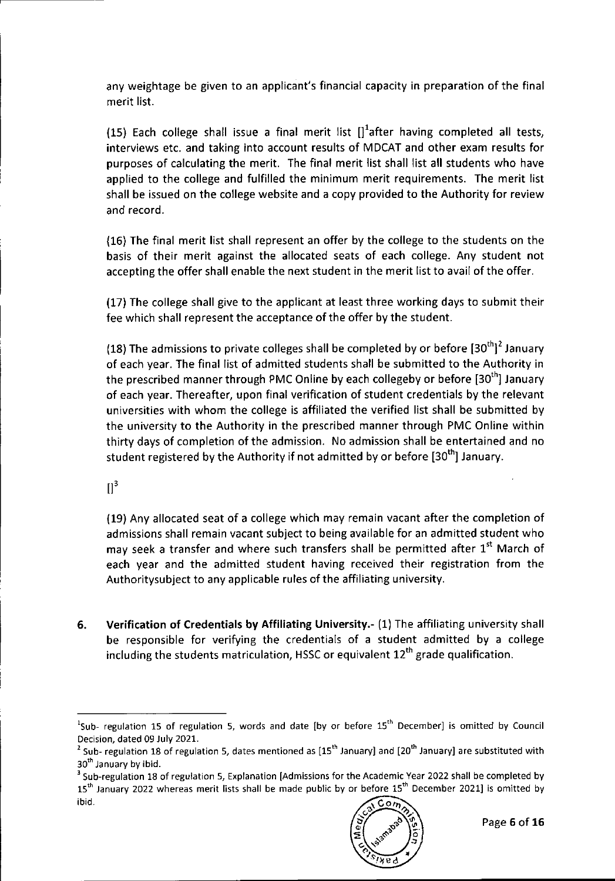any weightage be given to an applicant's financial capacity in preparation of the final merit list.

(15) Each college shall issue a final merit list [][1]after having completed all tests, interviews etc. and taking into account results of MDCAT and other exam results for purposes of calculating the merit. The final merit list shall list all students who have applied to the college and fulfilled the minimum merit requirements. The merit list shall be issued on the college website and a copy provided to the Authority for review and record.

(16) The final merit list shall represent an offer by the college to the students on the basis of their merit against the allocated seats of each college. Any student not accepting the offer shall enable the next student in the merit list to avail of the offer.

(17) The college shall give to the applicant at least three working days to submit their fee which shall represent the acceptance of the offer by the student.

(18) The admissions to private colleges shall be completed by or before [30th][2] January of each year. The final list of admitted students shall be submitted to the Authority in the prescribed manner through PMC Online by each collegeby or before [30th] January of each year. Thereafter, upon final verification of student credentials by the relevant universities with whom the college is affiliated the verified list shall be submitted by the university to the Authority in the prescribed manner through PMC Online within thirty days of completion of the admission. No admission shall be entertained and no student registered by the Authority if not admitted by or before [30th] January.

[][3]

(19) Any allocated seat of a college which may remain vacant after the completion of admissions shall remain vacant subject to being available for an admitted student who may seek a transfer and where such transfers shall be permitted after 1st March of each year and the admitted student having received their registration from the Authoritysubject to any applicable rules of the affiliating university.

**6. Verification of Credentials by Affiliating University.**- (1) The affiliating university shall be responsible for verifying the credentials of a student admitted by a college including the students matriculation, HSSC or equivalent 12th grade qualification.

---

[1] Sub- regulation 15 of regulation 5, words and date [by or before 15th December] is omitted by Council Decision, dated 09 July 2021.

[2] Sub- regulation 18 of regulation 5, dates mentioned as [15th January] and [20th January] are substituted with 30th January by ibid.

[3] Sub-regulation 18 of regulation 5, Explanation [Admissions for the Academic Year 2022 shall be completed by 15th January 2022 whereas merit lists shall be made public by or before 15th December 2021] is omitted by ibid.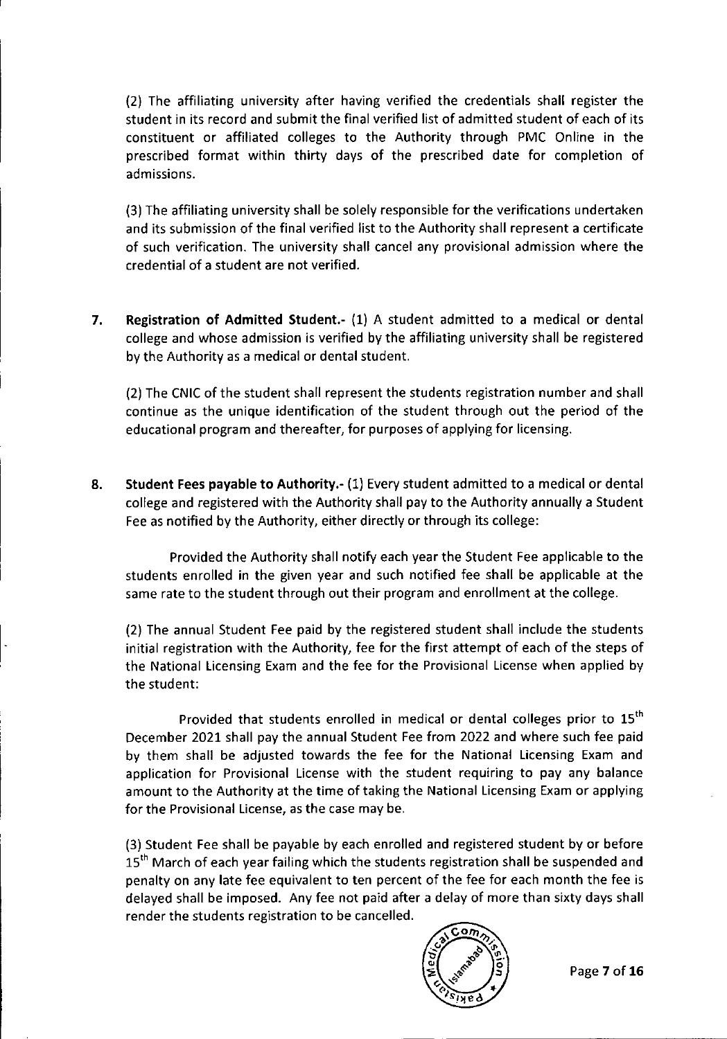(2) The affiliating university after having verified the credentials shall register the student in its record and submit the final verified list of admitted student of each of its constituent or affiliated colleges to the Authority through PMC Online in the prescribed format within thirty days of the prescribed date for completion of admissions.

(3) The affiliating university shall be solely responsible for the verifications undertaken and its submission of the final verified list to the Authority shall represent a certificate of such verification. The university shall cancel any provisional admission where the credential of a student are not verified.

**7. Registration of Admitted Student.-** (1) A student admitted to a medical or dental college and whose admission is verified by the affiliating university shall be registered by the Authority as a medical or dental student.

(2) The CNIC of the student shall represent the students registration number and shall continue as the unique identification of the student through out the period of the educational program and thereafter, for purposes of applying for licensing.

**8. Student Fees payable to Authority.-** (1) Every student admitted to a medical or dental college and registered with the Authority shall pay to the Authority annually a Student Fee as notified by the Authority, either directly or through its college:

Provided the Authority shall notify each year the Student Fee applicable to the students enrolled in the given year and such notified fee shall be applicable at the same rate to the student through out their program and enrollment at the college.

(2) The annual Student Fee paid by the registered student shall include the students initial registration with the Authority, fee for the first attempt of each of the steps of the National Licensing Exam and the fee for the Provisional License when applied by the student:

Provided that students enrolled in medical or dental colleges prior to 15th December 2021 shall pay the annual Student Fee from 2022 and where such fee paid by them shall be adjusted towards the fee for the National Licensing Exam and application for Provisional License with the student requiring to pay any balance amount to the Authority at the time of taking the National Licensing Exam or applying for the Provisional License, as the case may be.

(3) Student Fee shall be payable by each enrolled and registered student by or before 15th March of each year failing which the students registration shall be suspended and penalty on any late fee equivalent to ten percent of the fee for each month the fee is delayed shall be imposed. Any fee not paid after a delay of more than sixty days shall render the students registration to be cancelled.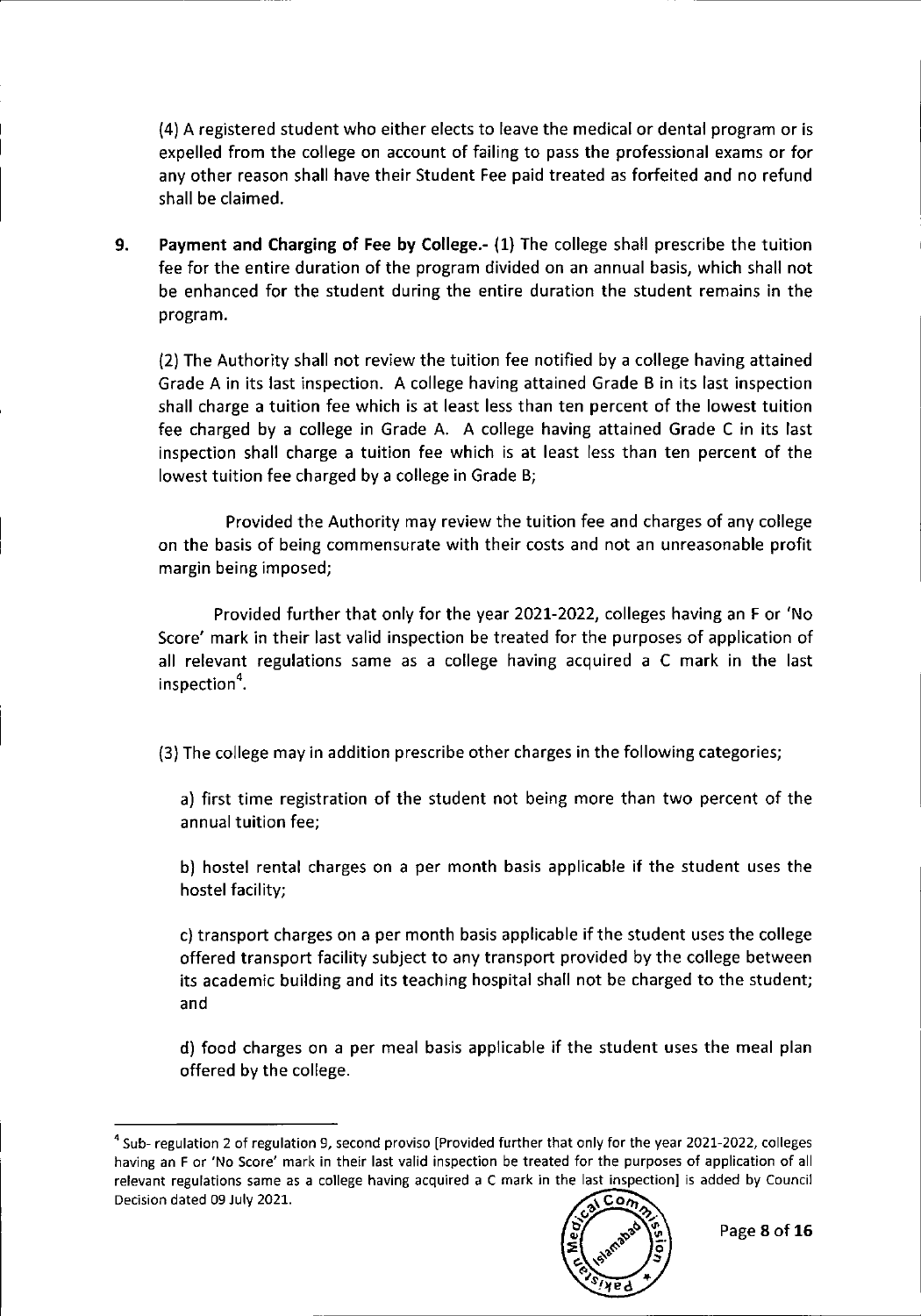(4) A registered student who either elects to leave the medical or dental program or is expelled from the college on account of failing to pass the professional exams or for any other reason shall have their Student Fee paid treated as forfeited and no refund shall be claimed.

**9. Payment and Charging of Fee by College.-** (1) The college shall prescribe the tuition fee for the entire duration of the program divided on an annual basis, which shall not be enhanced for the student during the entire duration the student remains in the program.

(2) The Authority shall not review the tuition fee notified by a college having attained Grade A in its last inspection. A college having attained Grade B in its last inspection shall charge a tuition fee which is at least less than ten percent of the lowest tuition fee charged by a college in Grade A. A college having attained Grade C in its last inspection shall charge a tuition fee which is at least less than ten percent of the lowest tuition fee charged by a college in Grade B;

Provided the Authority may review the tuition fee and charges of any college on the basis of being commensurate with their costs and not an unreasonable profit margin being imposed;

Provided further that only for the year 2021-2022, colleges having an F or 'No Score' mark in their last valid inspection be treated for the purposes of application of all relevant regulations same as a college having acquired a C mark in the last inspection[4].

(3) The college may in addition prescribe other charges in the following categories;

a) first time registration of the student not being more than two percent of the annual tuition fee;

b) hostel rental charges on a per month basis applicable if the student uses the hostel facility;

c) transport charges on a per month basis applicable if the student uses the college offered transport facility subject to any transport provided by the college between its academic building and its teaching hospital shall not be charged to the student; and

d) food charges on a per meal basis applicable if the student uses the meal plan offered by the college.

---

[4] Sub- regulation 2 of regulation 9, second proviso [Provided further that only for the year 2021-2022, colleges having an F or 'No Score' mark in their last valid inspection be treated for the purposes of application of all relevant regulations same as a college having acquired a C mark in the last inspection] is added by Council Decision dated 09 July 2021.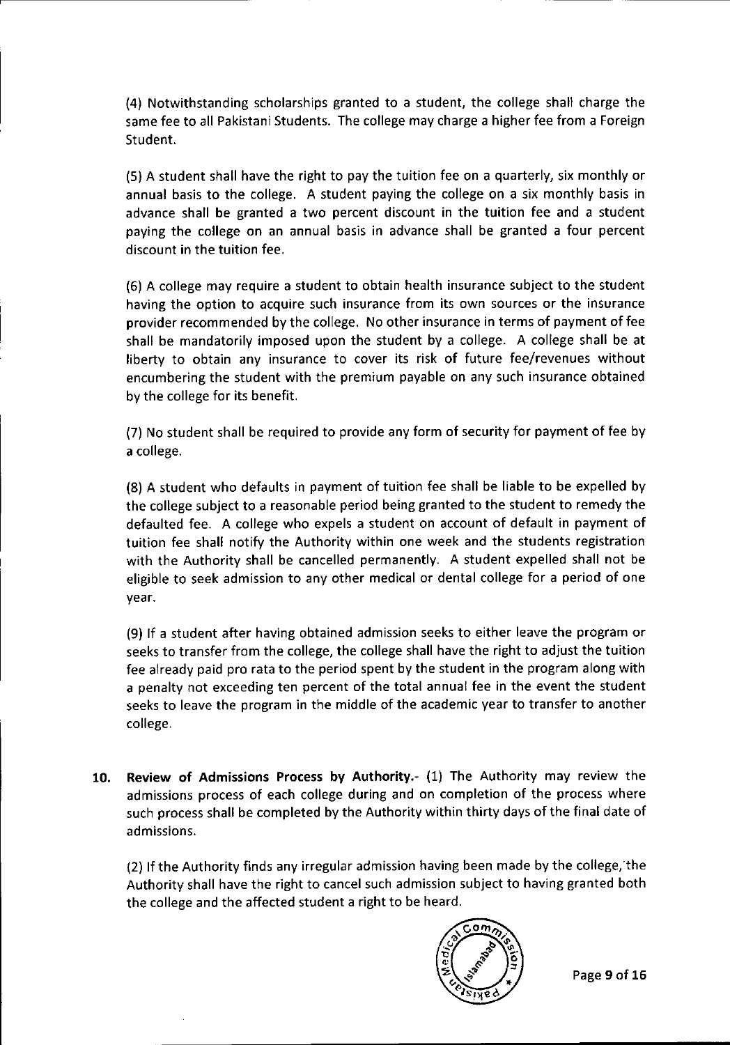(4) Notwithstanding scholarships granted to a student, the college shall charge the same fee to all Pakistani Students. The college may charge a higher fee from a Foreign Student.

(5) A student shall have the right to pay the tuition fee on a quarterly, six monthly or annual basis to the college. A student paying the college on a six monthly basis in advance shall be granted a two percent discount in the tuition fee and a student paying the college on an annual basis in advance shall be granted a four percent discount in the tuition fee.

(6) A college may require a student to obtain health insurance subject to the student having the option to acquire such insurance from its own sources or the insurance provider recommended by the college. No other insurance in terms of payment of fee shall be mandatorily imposed upon the student by a college. A college shall be at liberty to obtain any insurance to cover its risk of future fee/revenues without encumbering the student with the premium payable on any such insurance obtained by the college for its benefit.

(7) No student shall be required to provide any form of security for payment of fee by a college.

(8) A student who defaults in payment of tuition fee shall be liable to be expelled by the college subject to a reasonable period being granted to the student to remedy the defaulted fee. A college who expels a student on account of default in payment of tuition fee shall notify the Authority within one week and the students registration with the Authority shall be cancelled permanently. A student expelled shall not be eligible to seek admission to any other medical or dental college for a period of one year.

(9) If a student after having obtained admission seeks to either leave the program or seeks to transfer from the college, the college shall have the right to adjust the tuition fee already paid pro rata to the period spent by the student in the program along with a penalty not exceeding ten percent of the total annual fee in the event the student seeks to leave the program in the middle of the academic year to transfer to another college.

**10. Review of Admissions Process by Authority.-** (1) The Authority may review the admissions process of each college during and on completion of the process where such process shall be completed by the Authority within thirty days of the final date of admissions.

(2) If the Authority finds any irregular admission having been made by the college, the Authority shall have the right to cancel such admission subject to having granted both the college and the affected student a right to be heard.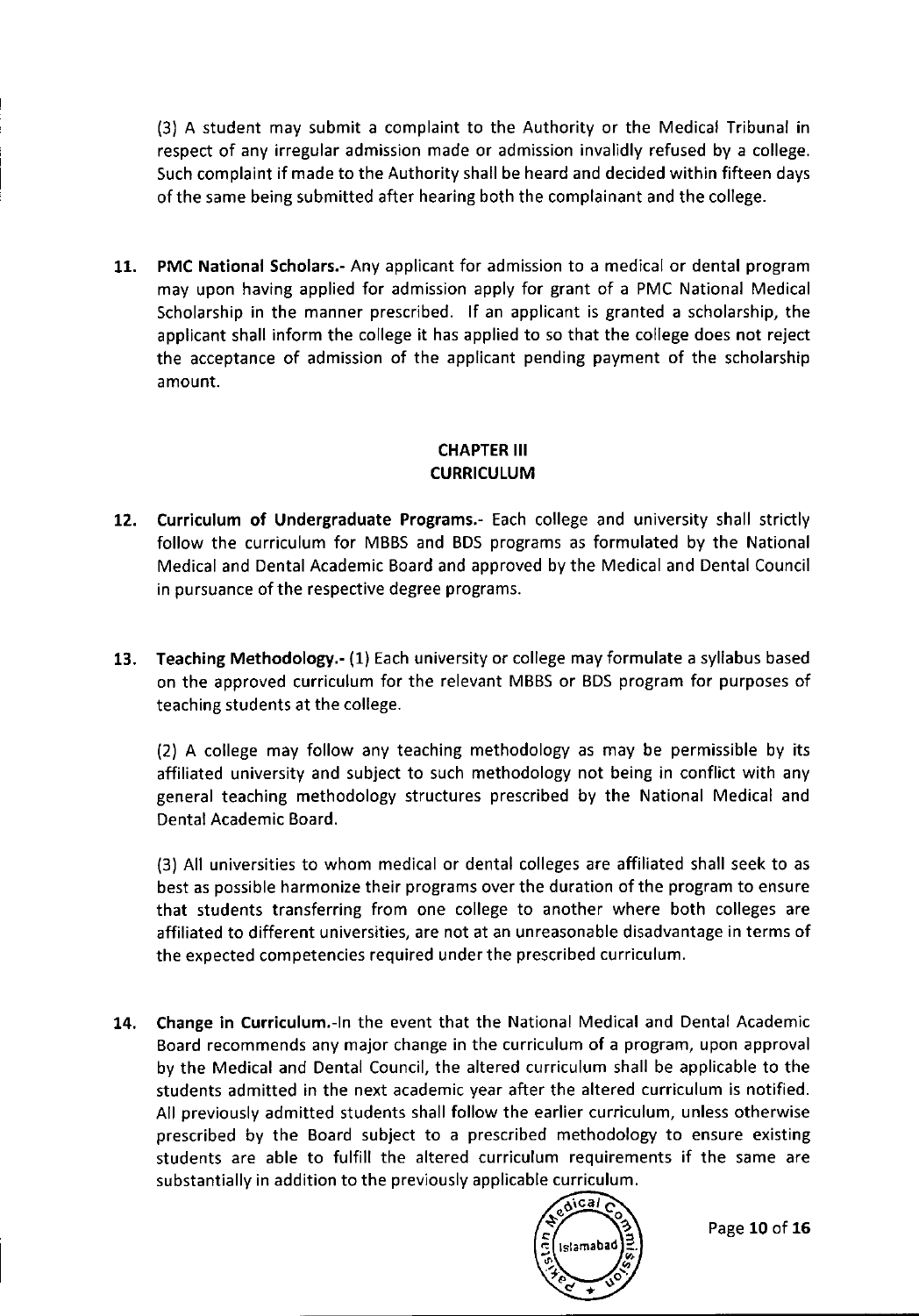(3) A student may submit a complaint to the Authority or the Medical Tribunal in respect of any irregular admission made or admission invalidly refused by a college. Such complaint if made to the Authority shall be heard and decided within fifteen days of the same being submitted after hearing both the complainant and the college.

**11. PMC National Scholars.-** Any applicant for admission to a medical or dental program may upon having applied for admission apply for grant of a PMC National Medical Scholarship in the manner prescribed. If an applicant is granted a scholarship, the applicant shall inform the college it has applied to so that the college does not reject the acceptance of admission of the applicant pending payment of the scholarship amount.

## CHAPTER III
## CURRICULUM

**12. Curriculum of Undergraduate Programs.-** Each college and university shall strictly follow the curriculum for MBBS and BDS programs as formulated by the National Medical and Dental Academic Board and approved by the Medical and Dental Council in pursuance of the respective degree programs.

**13. Teaching Methodology.-** (1) Each university or college may formulate a syllabus based on the approved curriculum for the relevant MBBS or BDS program for purposes of teaching students at the college.

(2) A college may follow any teaching methodology as may be permissible by its affiliated university and subject to such methodology not being in conflict with any general teaching methodology structures prescribed by the National Medical and Dental Academic Board.

(3) All universities to whom medical or dental colleges are affiliated shall seek to as best as possible harmonize their programs over the duration of the program to ensure that students transferring from one college to another where both colleges are affiliated to different universities, are not at an unreasonable disadvantage in terms of the expected competencies required under the prescribed curriculum.

**14. Change in Curriculum.-**In the event that the National Medical and Dental Academic Board recommends any major change in the curriculum of a program, upon approval by the Medical and Dental Council, the altered curriculum shall be applicable to the students admitted in the next academic year after the altered curriculum is notified. All previously admitted students shall follow the earlier curriculum, unless otherwise prescribed by the Board subject to a prescribed methodology to ensure existing students are able to fulfill the altered curriculum requirements if the same are substantially in addition to the previously applicable curriculum.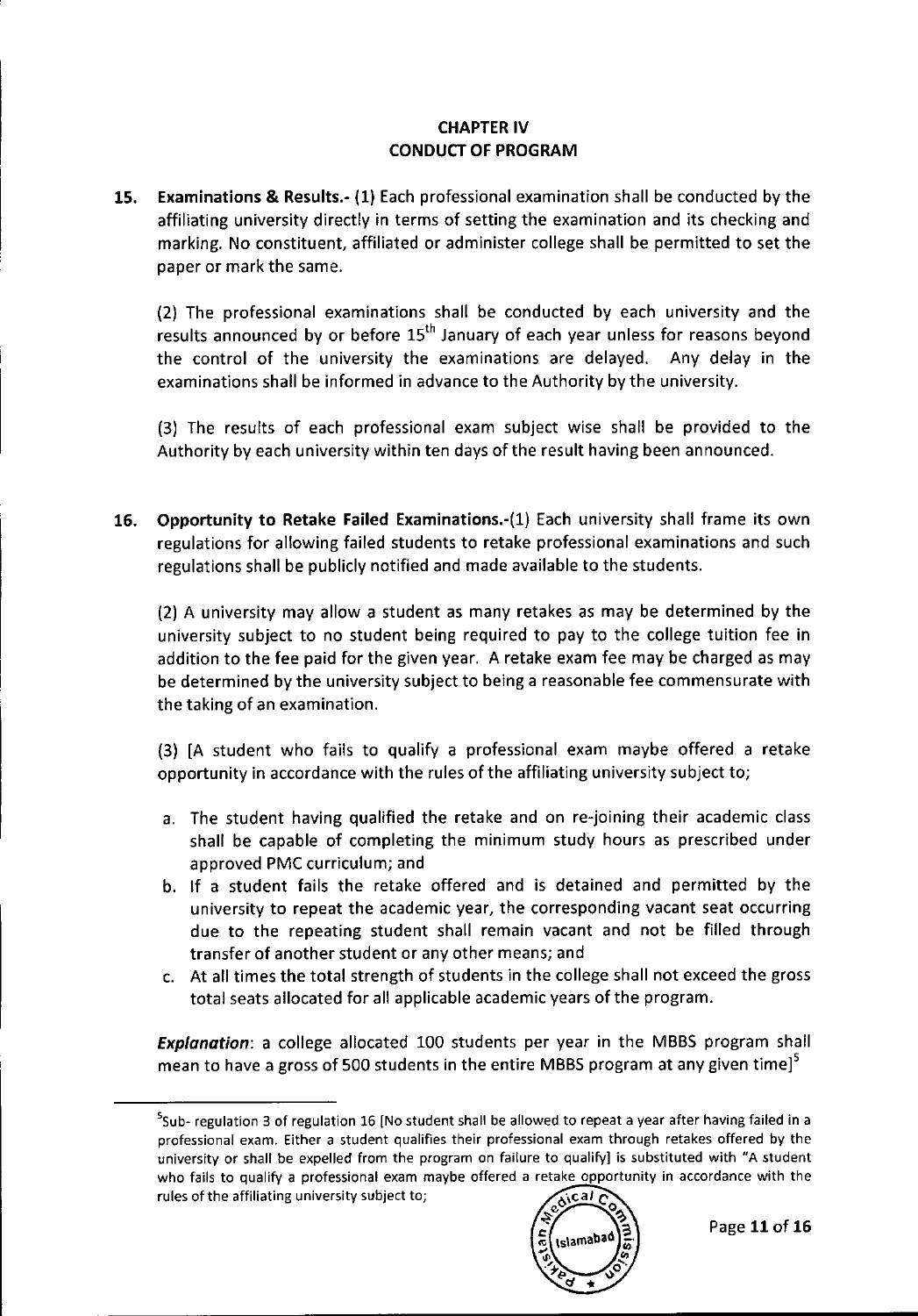## CHAPTER IV
## CONDUCT OF PROGRAM

**15. Examinations & Results.-** (1) Each professional examination shall be conducted by the affiliating university directly in terms of setting the examination and its checking and marking. No constituent, affiliated or administer college shall be permitted to set the paper or mark the same.

(2) The professional examinations shall be conducted by each university and the results announced by or before 15th January of each year unless for reasons beyond the control of the university the examinations are delayed. Any delay in the examinations shall be informed in advance to the Authority by the university.

(3) The results of each professional exam subject wise shall be provided to the Authority by each university within ten days of the result having been announced.

**16. Opportunity to Retake Failed Examinations.-**(1) Each university shall frame its own regulations for allowing failed students to retake professional examinations and such regulations shall be publicly notified and made available to the students.

(2) A university may allow a student as many retakes as may be determined by the university subject to no student being required to pay to the college tuition fee in addition to the fee paid for the given year. A retake exam fee may be charged as may be determined by the university subject to being a reasonable fee commensurate with the taking of an examination.

(3) [A student who fails to qualify a professional exam maybe offered a retake opportunity in accordance with the rules of the affiliating university subject to;

a. The student having qualified the retake and on re-joining their academic class shall be capable of completing the minimum study hours as prescribed under approved PMC curriculum; and
b. If a student fails the retake offered and is detained and permitted by the university to repeat the academic year, the corresponding vacant seat occurring due to the repeating student shall remain vacant and not be filled through transfer of another student or any other means; and
c. At all times the total strength of students in the college shall not exceed the gross total seats allocated for all applicable academic years of the program.

***Explanation***: a college allocated 100 students per year in the MBBS program shall mean to have a gross of 500 students in the entire MBBS program at any given time][5]

---

[5] Sub- regulation 3 of regulation 16 [No student shall be allowed to repeat a year after having failed in a professional exam. Either a student qualifies their professional exam through retakes offered by the university or shall be expelled from the program on failure to qualify] is substituted with "A student who fails to qualify a professional exam maybe offered a retake opportunity in accordance with the rules of the affiliating university subject to;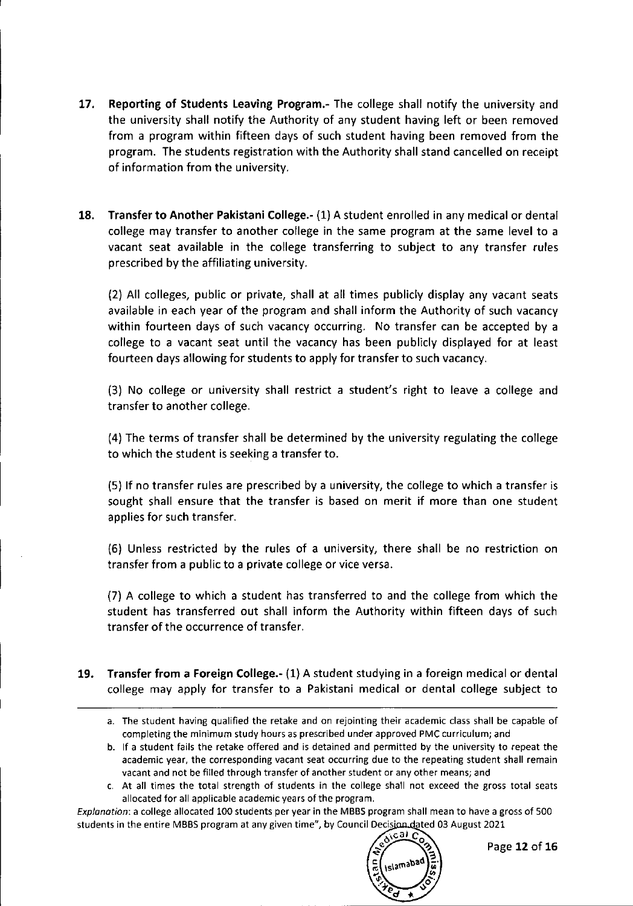**17. Reporting of Students Leaving Program.-** The college shall notify the university and the university shall notify the Authority of any student having left or been removed from a program within fifteen days of such student having been removed from the program. The students registration with the Authority shall stand cancelled on receipt of information from the university.

**18. Transfer to Another Pakistani College.-** (1) A student enrolled in any medical or dental college may transfer to another college in the same program at the same level to a vacant seat available in the college transferring to subject to any transfer rules prescribed by the affiliating university.

(2) All colleges, public or private, shall at all times publicly display any vacant seats available in each year of the program and shall inform the Authority of such vacancy within fourteen days of such vacancy occurring. No transfer can be accepted by a college to a vacant seat until the vacancy has been publicly displayed for at least fourteen days allowing for students to apply for transfer to such vacancy.

(3) No college or university shall restrict a student's right to leave a college and transfer to another college.

(4) The terms of transfer shall be determined by the university regulating the college to which the student is seeking a transfer to.

(5) If no transfer rules are prescribed by a university, the college to which a transfer is sought shall ensure that the transfer is based on merit if more than one student applies for such transfer.

(6) Unless restricted by the rules of a university, there shall be no restriction on transfer from a public to a private college or vice versa.

(7) A college to which a student has transferred to and the college from which the student has transferred out shall inform the Authority within fifteen days of such transfer of the occurrence of transfer.

**19. Transfer from a Foreign College.-** (1) A student studying in a foreign medical or dental college may apply for transfer to a Pakistani medical or dental college subject to

---

a. The student having qualified the retake and on rejointing their academic class shall be capable of completing the minimum study hours as prescribed under approved PMC curriculum; and

b. If a student fails the retake offered and is detained and permitted by the university to repeat the academic year, the corresponding vacant seat occurring due to the repeating student shall remain vacant and not be filled through transfer of another student or any other means; and

c. At all times the total strength of students in the college shall not exceed the gross total seats allocated for all applicable academic years of the program.

*Explanation*: a college allocated 100 students per year in the MBBS program shall mean to have a gross of 500 students in the entire MBBS program at any given time", by Council Decision dated 03 August 2021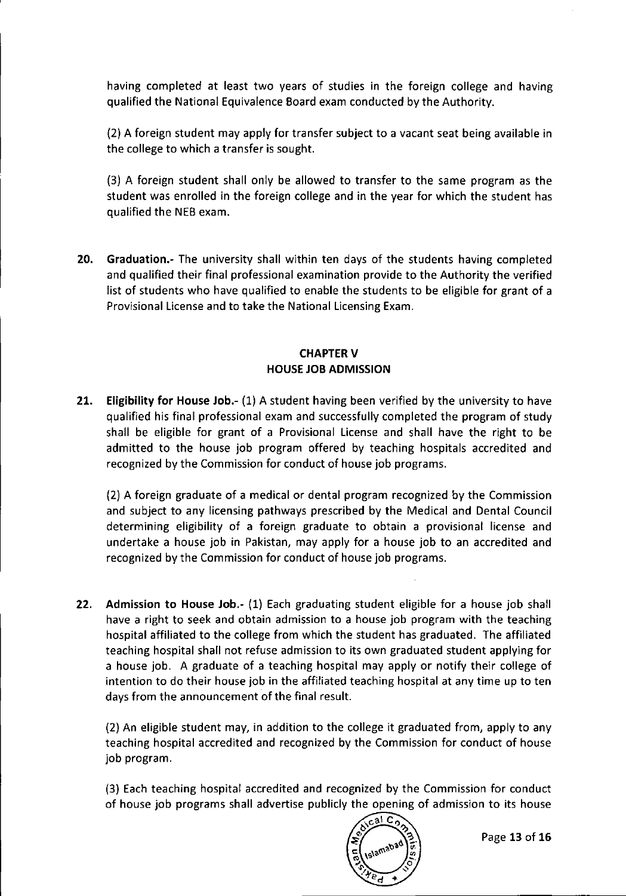having completed at least two years of studies in the foreign college and having qualified the National Equivalence Board exam conducted by the Authority.

(2) A foreign student may apply for transfer subject to a vacant seat being available in the college to which a transfer is sought.

(3) A foreign student shall only be allowed to transfer to the same program as the student was enrolled in the foreign college and in the year for which the student has qualified the NEB exam.

**20. Graduation.-** The university shall within ten days of the students having completed and qualified their final professional examination provide to the Authority the verified list of students who have qualified to enable the students to be eligible for grant of a Provisional License and to take the National Licensing Exam.

## CHAPTER V
## HOUSE JOB ADMISSION

**21. Eligibility for House Job.-** (1) A student having been verified by the university to have qualified his final professional exam and successfully completed the program of study shall be eligible for grant of a Provisional License and shall have the right to be admitted to the house job program offered by teaching hospitals accredited and recognized by the Commission for conduct of house job programs.

(2) A foreign graduate of a medical or dental program recognized by the Commission and subject to any licensing pathways prescribed by the Medical and Dental Council determining eligibility of a foreign graduate to obtain a provisional license and undertake a house job in Pakistan, may apply for a house job to an accredited and recognized by the Commission for conduct of house job programs.

**22. Admission to House Job.-** (1) Each graduating student eligible for a house job shall have a right to seek and obtain admission to a house job program with the teaching hospital affiliated to the college from which the student has graduated. The affiliated teaching hospital shall not refuse admission to its own graduated student applying for a house job. A graduate of a teaching hospital may apply or notify their college of intention to do their house job in the affiliated teaching hospital at any time up to ten days from the announcement of the final result.

(2) An eligible student may, in addition to the college it graduated from, apply to any teaching hospital accredited and recognized by the Commission for conduct of house job program.

(3) Each teaching hospital accredited and recognized by the Commission for conduct of house job programs shall advertise publicly the opening of admission to its house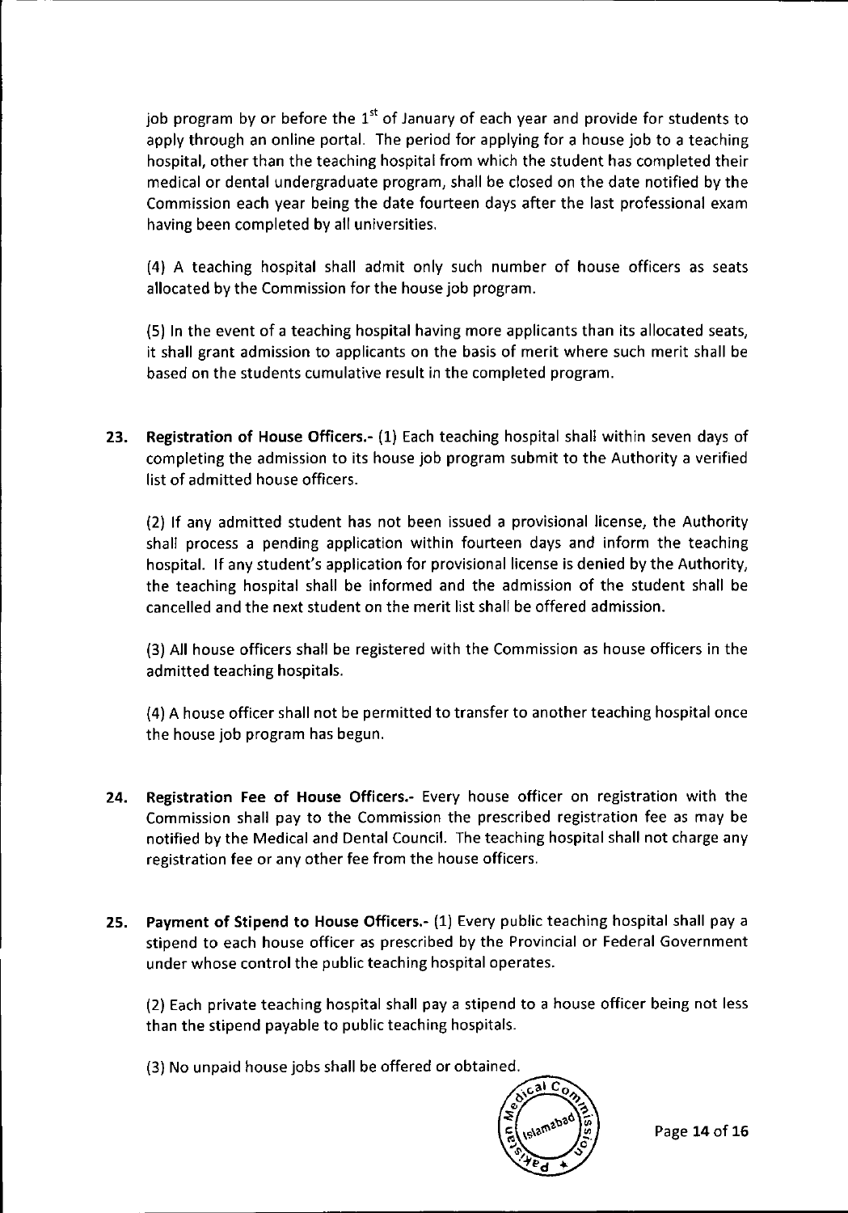job program by or before the 1st of January of each year and provide for students to apply through an online portal. The period for applying for a house job to a teaching hospital, other than the teaching hospital from which the student has completed their medical or dental undergraduate program, shall be closed on the date notified by the Commission each year being the date fourteen days after the last professional exam having been completed by all universities.

(4) A teaching hospital shall admit only such number of house officers as seats allocated by the Commission for the house job program.

(5) In the event of a teaching hospital having more applicants than its allocated seats, it shall grant admission to applicants on the basis of merit where such merit shall be based on the students cumulative result in the completed program.

**23. Registration of House Officers.-** (1) Each teaching hospital shall within seven days of completing the admission to its house job program submit to the Authority a verified list of admitted house officers.

(2) If any admitted student has not been issued a provisional license, the Authority shall process a pending application within fourteen days and inform the teaching hospital. If any student's application for provisional license is denied by the Authority, the teaching hospital shall be informed and the admission of the student shall be cancelled and the next student on the merit list shall be offered admission.

(3) All house officers shall be registered with the Commission as house officers in the admitted teaching hospitals.

(4) A house officer shall not be permitted to transfer to another teaching hospital once the house job program has begun.

**24. Registration Fee of House Officers.-** Every house officer on registration with the Commission shall pay to the Commission the prescribed registration fee as may be notified by the Medical and Dental Council. The teaching hospital shall not charge any registration fee or any other fee from the house officers.

**25. Payment of Stipend to House Officers.-** (1) Every public teaching hospital shall pay a stipend to each house officer as prescribed by the Provincial or Federal Government under whose control the public teaching hospital operates.

(2) Each private teaching hospital shall pay a stipend to a house officer being not less than the stipend payable to public teaching hospitals.

(3) No unpaid house jobs shall be offered or obtained.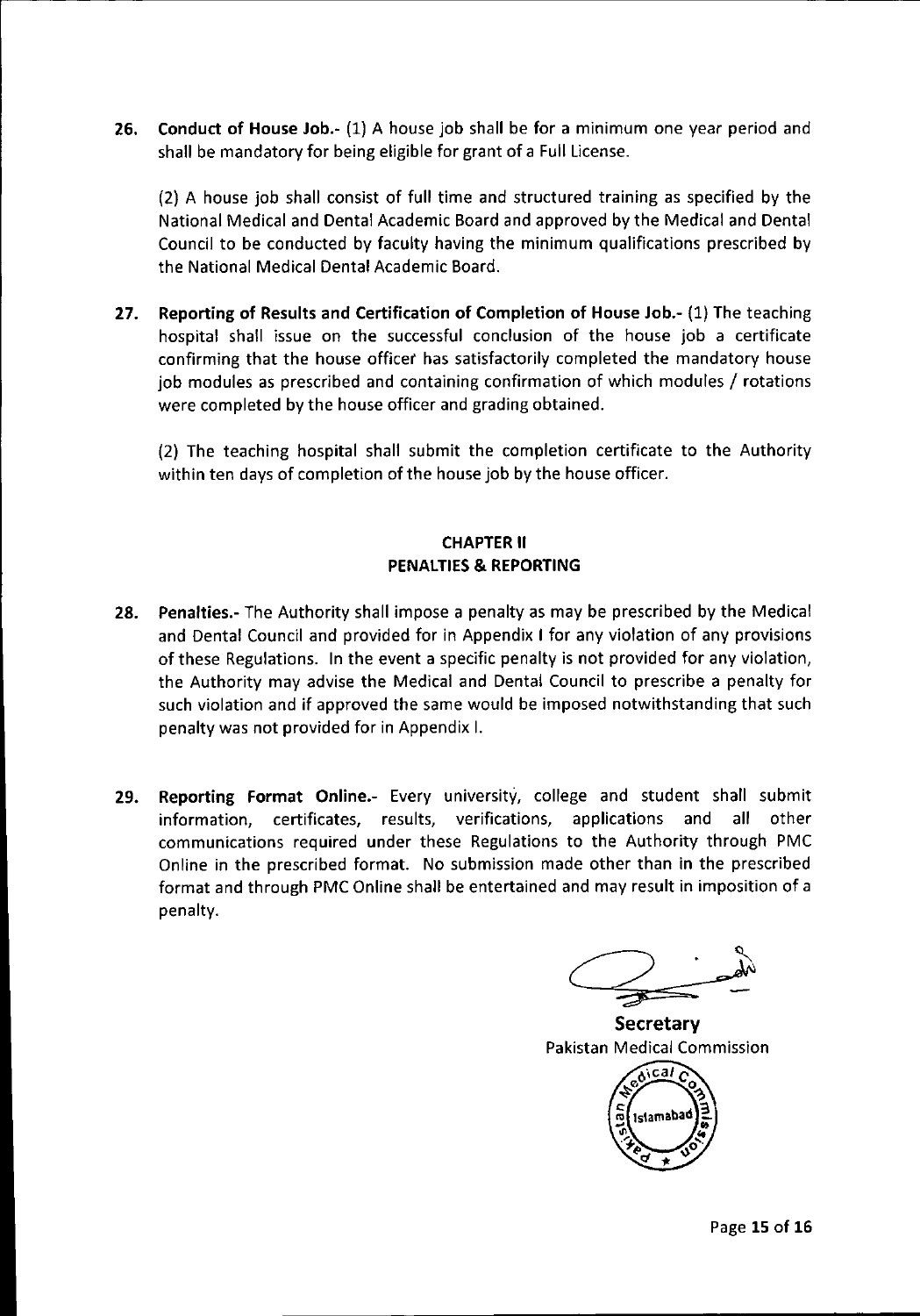**26. Conduct of House Job.-** (1) A house job shall be for a minimum one year period and shall be mandatory for being eligible for grant of a Full License.

(2) A house job shall consist of full time and structured training as specified by the National Medical and Dental Academic Board and approved by the Medical and Dental Council to be conducted by faculty having the minimum qualifications prescribed by the National Medical Dental Academic Board.

**27. Reporting of Results and Certification of Completion of House Job.-** (1) The teaching hospital shall issue on the successful conclusion of the house job a certificate confirming that the house officer has satisfactorily completed the mandatory house job modules as prescribed and containing confirmation of which modules / rotations were completed by the house officer and grading obtained.

(2) The teaching hospital shall submit the completion certificate to the Authority within ten days of completion of the house job by the house officer.

## CHAPTER II
## PENALTIES & REPORTING

**28. Penalties.-** The Authority shall impose a penalty as may be prescribed by the Medical and Dental Council and provided for in Appendix I for any violation of any provisions of these Regulations. In the event a specific penalty is not provided for any violation, the Authority may advise the Medical and Dental Council to prescribe a penalty for such violation and if approved the same would be imposed notwithstanding that such penalty was not provided for in Appendix I.

**29. Reporting Format Online.-** Every university, college and student shall submit information, certificates, results, verifications, applications and all other communications required under these Regulations to the Authority through PMC Online in the prescribed format. No submission made other than in the prescribed format and through PMC Online shall be entertained and may result in imposition of a penalty.

**Secretary**
Pakistan Medical Commission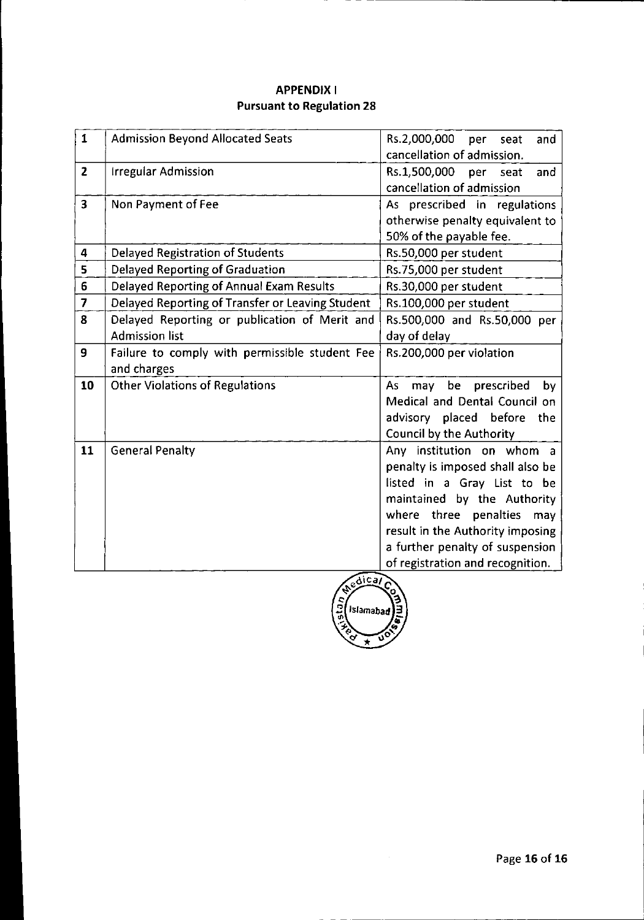**APPENDIX I**
**Pursuant to Regulation 28**

| | | |
|---|---|---|
| 1 | Admission Beyond Allocated Seats | Rs.2,000,000 per seat and cancellation of admission. |
| 2 | Irregular Admission | Rs.1,500,000 per seat and cancellation of admission |
| 3 | Non Payment of Fee | As prescribed in regulations otherwise penalty equivalent to 50% of the payable fee. |
| 4 | Delayed Registration of Students | Rs.50,000 per student |
| 5 | Delayed Reporting of Graduation | Rs.75,000 per student |
| 6 | Delayed Reporting of Annual Exam Results | Rs.30,000 per student |
| 7 | Delayed Reporting of Transfer or Leaving Student | Rs.100,000 per student |
| 8 | Delayed Reporting or publication of Merit and Admission list | Rs.500,000 and Rs.50,000 per day of delay |
| 9 | Failure to comply with permissible student Fee and charges | Rs.200,000 per violation |
| 10 | Other Violations of Regulations | As may be prescribed by Medical and Dental Council on advisory placed before the Council by the Authority |
| 11 | General Penalty | Any institution on whom a penalty is imposed shall also be listed in a Gray List to be maintained by the Authority where three penalties may result in the Authority imposing a further penalty of suspension of registration and recognition. |

Pakistan Medical Commission Islamabad